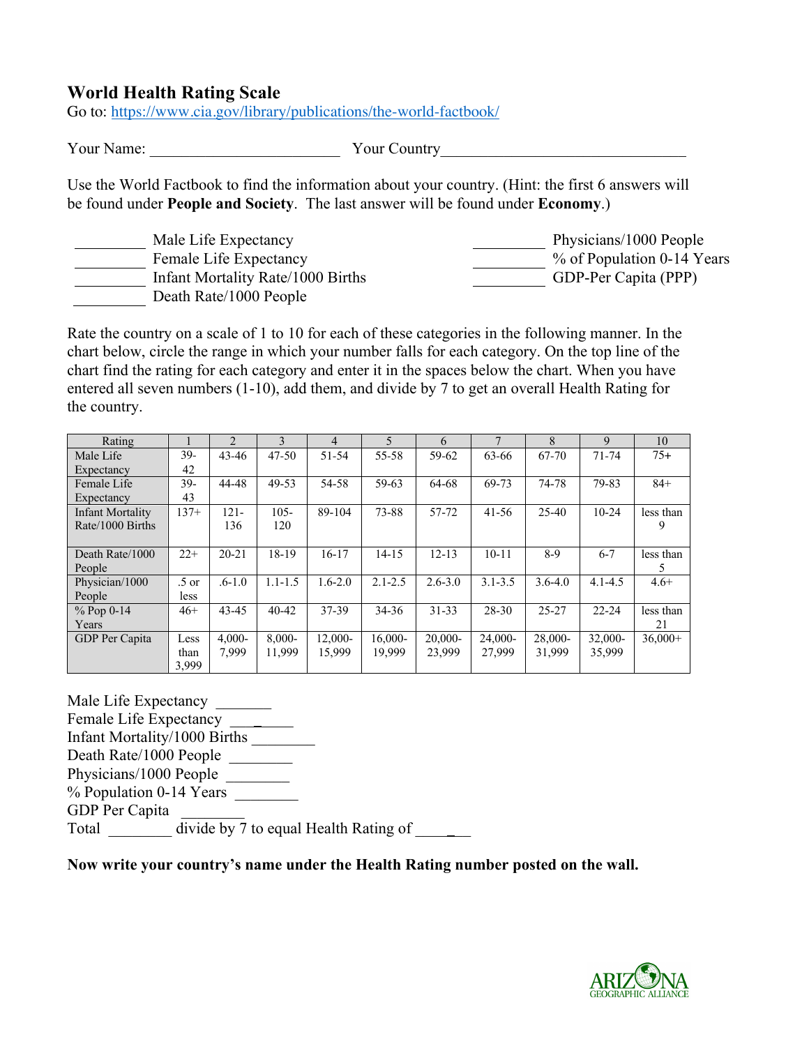# World Health Rating Scale

Go to: https://www.cia.gov/library/publications/the-world-factbook/

Your Name: ________________________ Your Country_______________________________

Use the World Factbook to find the information about your country. (Hint: the first 6 answers will be found under **People and Society**. The last answer will be found under **Economy**.)

_________ Male Life Expectancy
_________ Female Life Expectancy
_________ Infant Mortality Rate/1000 Births
_________ Death Rate/1000 People
_________ Physicians/1000 People
_________ % of Population 0-14 Years
_________ GDP-Per Capita (PPP)

Rate the country on a scale of 1 to 10 for each of these categories in the following manner. In the chart below, circle the range in which your number falls for each category. On the top line of the chart find the rating for each category and enter it in the spaces below the chart. When you have entered all seven numbers (1-10), add them, and divide by 7 to get an overall Health Rating for the country.

| Rating | 1 | 2 | 3 | 4 | 5 | 6 | 7 | 8 | 9 | 10 |
|---|---|---|---|---|---|---|---|---|---|---|
| Male Life Expectancy | 39-42 | 43-46 | 47-50 | 51-54 | 55-58 | 59-62 | 63-66 | 67-70 | 71-74 | 75+ |
| Female Life Expectancy | 39-43 | 44-48 | 49-53 | 54-58 | 59-63 | 64-68 | 69-73 | 74-78 | 79-83 | 84+ |
| Infant Mortality Rate/1000 Births | 137+ | 121-136 | 105-120 | 89-104 | 73-88 | 57-72 | 41-56 | 25-40 | 10-24 | less than 9 |
| Death Rate/1000 People | 22+ | 20-21 | 18-19 | 16-17 | 14-15 | 12-13 | 10-11 | 8-9 | 6-7 | less than 5 |
| Physician/1000 People | .5 or less | .6-1.0 | 1.1-1.5 | 1.6-2.0 | 2.1-2.5 | 2.6-3.0 | 3.1-3.5 | 3.6-4.0 | 4.1-4.5 | 4.6+ |
| % Pop 0-14 Years | 46+ | 43-45 | 40-42 | 37-39 | 34-36 | 31-33 | 28-30 | 25-27 | 22-24 | less than 21 |
| GDP Per Capita | Less than 3,999 | 4,000-7,999 | 8,000-11,999 | 12,000-15,999 | 16,000-19,999 | 20,000-23,999 | 24,000-27,999 | 28,000-31,999 | 32,000-35,999 | 36,000+ |

Male Life Expectancy _______
Female Life Expectancy ________
Infant Mortality/1000 Births ________
Death Rate/1000 People ________
Physicians/1000 People ________
% Population 0-14 Years ________
GDP Per Capita ________
Total ________ divide by 7 to equal Health Rating of ______

**Now write your country's name under the Health Rating number posted on the wall.**

ARIZONA GEOGRAPHIC ALLIANCE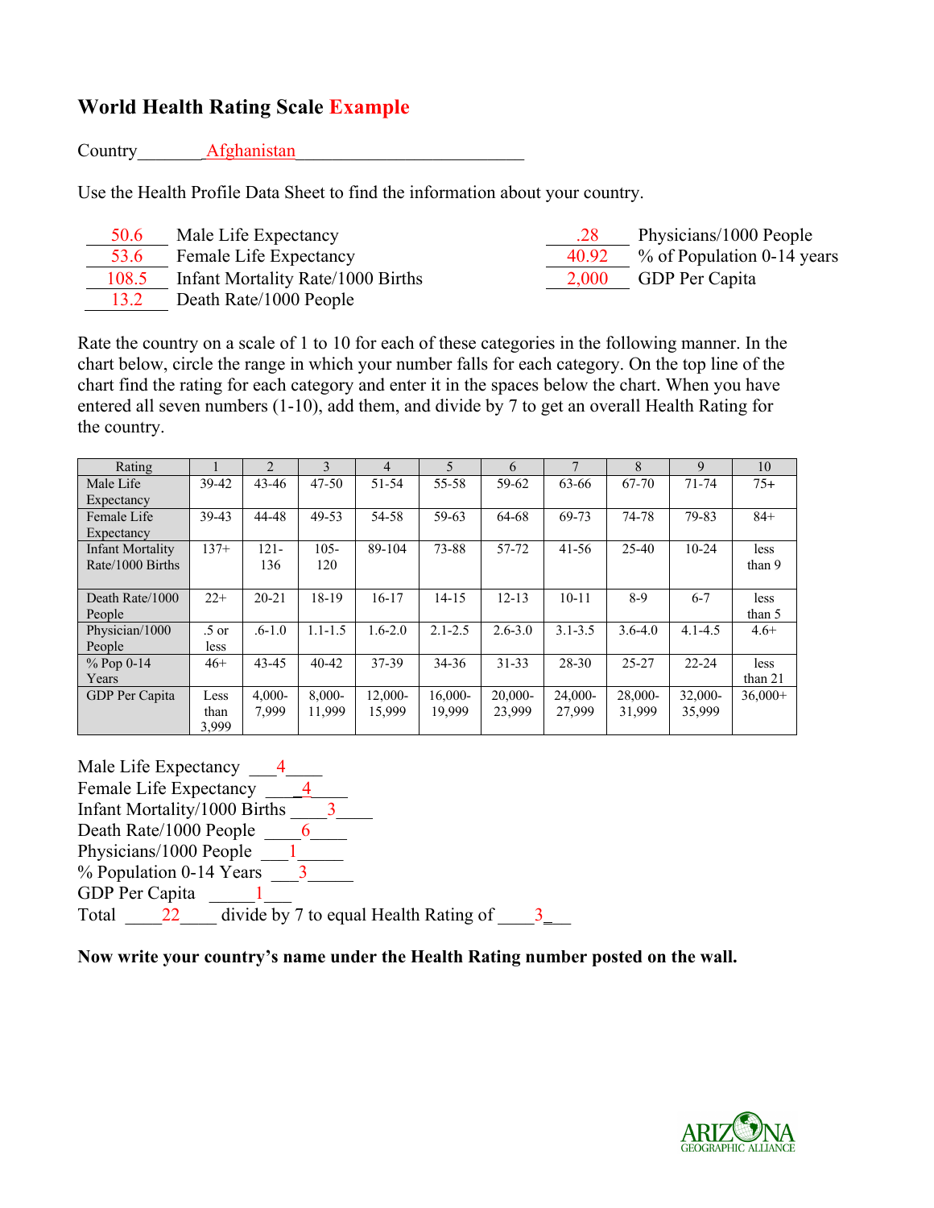# World Health Rating Scale Example

Country_______Afghanistan_________________________

Use the Health Profile Data Sheet to find the information about your country.

50.6 Male Life Expectancy

53.6 Female Life Expectancy

108.5 Infant Mortality Rate/1000 Births

13.2 Death Rate/1000 People

.28 Physicians/1000 People

40.92 % of Population 0-14 years

2,000 GDP Per Capita

Rate the country on a scale of 1 to 10 for each of these categories in the following manner. In the chart below, circle the range in which your number falls for each category. On the top line of the chart find the rating for each category and enter it in the spaces below the chart. When you have entered all seven numbers (1-10), add them, and divide by 7 to get an overall Health Rating for the country.

| Rating | 1 | 2 | 3 | 4 | 5 | 6 | 7 | 8 | 9 | 10 |
|---|---|---|---|---|---|---|---|---|---|---|
| Male Life Expectancy | 39-42 | 43-46 | 47-50 | 51-54 | 55-58 | 59-62 | 63-66 | 67-70 | 71-74 | 75+ |
| Female Life Expectancy | 39-43 | 44-48 | 49-53 | 54-58 | 59-63 | 64-68 | 69-73 | 74-78 | 79-83 | 84+ |
| Infant Mortality Rate/1000 Births | 137+ | 121-136 | 105-120 | 89-104 | 73-88 | 57-72 | 41-56 | 25-40 | 10-24 | less than 9 |
| Death Rate/1000 People | 22+ | 20-21 | 18-19 | 16-17 | 14-15 | 12-13 | 10-11 | 8-9 | 6-7 | less than 5 |
| Physician/1000 People | .5 or less | .6-1.0 | 1.1-1.5 | 1.6-2.0 | 2.1-2.5 | 2.6-3.0 | 3.1-3.5 | 3.6-4.0 | 4.1-4.5 | 4.6+ |
| % Pop 0-14 Years | 46+ | 43-45 | 40-42 | 37-39 | 34-36 | 31-33 | 28-30 | 25-27 | 22-24 | less than 21 |
| GDP Per Capita | Less than 3,999 | 4,000-7,999 | 8,000-11,999 | 12,000-15,999 | 16,000-19,999 | 20,000-23,999 | 24,000-27,999 | 28,000-31,999 | 32,000-35,999 | 36,000+ |

Male Life Expectancy ___4____

Female Life Expectancy ____4____

Infant Mortality/1000 Births ____3____

Death Rate/1000 People ____6____

Physicians/1000 People ___1_____

% Population 0-14 Years ___3_____

GDP Per Capita _____1___

Total ____22____ divide by 7 to equal Health Rating of ____3__

**Now write your country's name under the Health Rating number posted on the wall.**